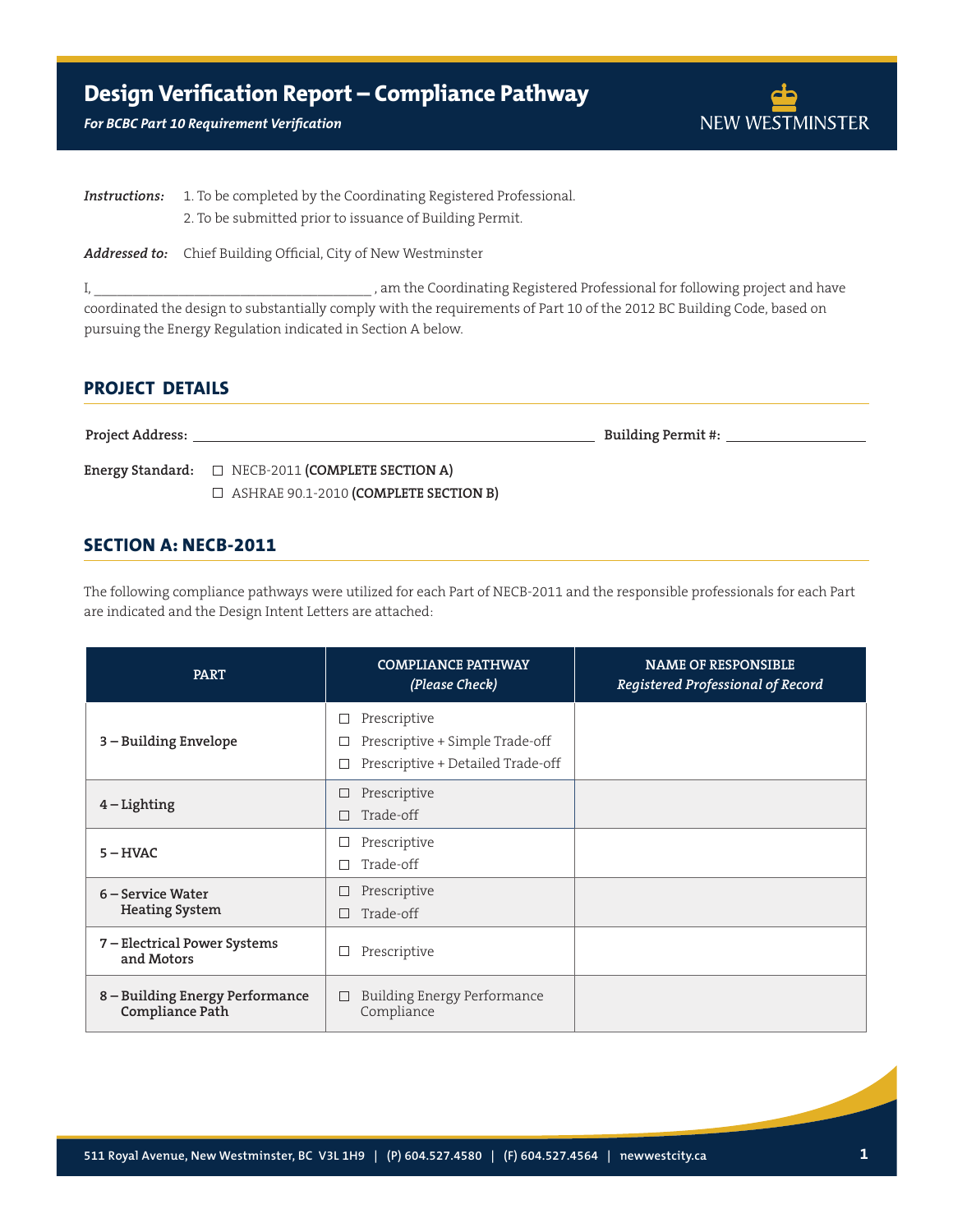# Design Verification Report – Compliance Pathway

*For BCBC Part 10 Requirement Verification*

NEW WESTMINSTER

***Instructions:*** 1. To be completed by the Coordinating Registered Professional.
2. To be submitted prior to issuance of Building Permit.

***Addressed to:*** Chief Building Official, City of New Westminster

I, ______________________________________ , am the Coordinating Registered Professional for following project and have coordinated the design to substantially comply with the requirements of Part 10 of the 2012 BC Building Code, based on pursuing the Energy Regulation indicated in Section A below.

## PROJECT DETAILS

**Project Address:** ________________________________________________ **Building Permit #:** __________________

**Energy Standard:**
- ☐ NECB-2011 **(COMPLETE SECTION A)**
- ☐ ASHRAE 90.1-2010 **(COMPLETE SECTION B)**

## SECTION A: NECB-2011

The following compliance pathways were utilized for each Part of NECB-2011 and the responsible professionals for each Part are indicated and the Design Intent Letters are attached:

| PART | COMPLIANCE PATHWAY *(Please Check)* | NAME OF RESPONSIBLE *Registered Professional of Record* |
|---|---|---|
| **3 – Building Envelope** | ☐ Prescriptive<br>☐ Prescriptive + Simple Trade-off<br>☐ Prescriptive + Detailed Trade-off | |
| **4 – Lighting** | ☐ Prescriptive<br>☐ Trade-off | |
| **5 – HVAC** | ☐ Prescriptive<br>☐ Trade-off | |
| **6 – Service Water Heating System** | ☐ Prescriptive<br>☐ Trade-off | |
| **7 – Electrical Power Systems and Motors** | ☐ Prescriptive | |
| **8 – Building Energy Performance Compliance Path** | ☐ Building Energy Performance Compliance | |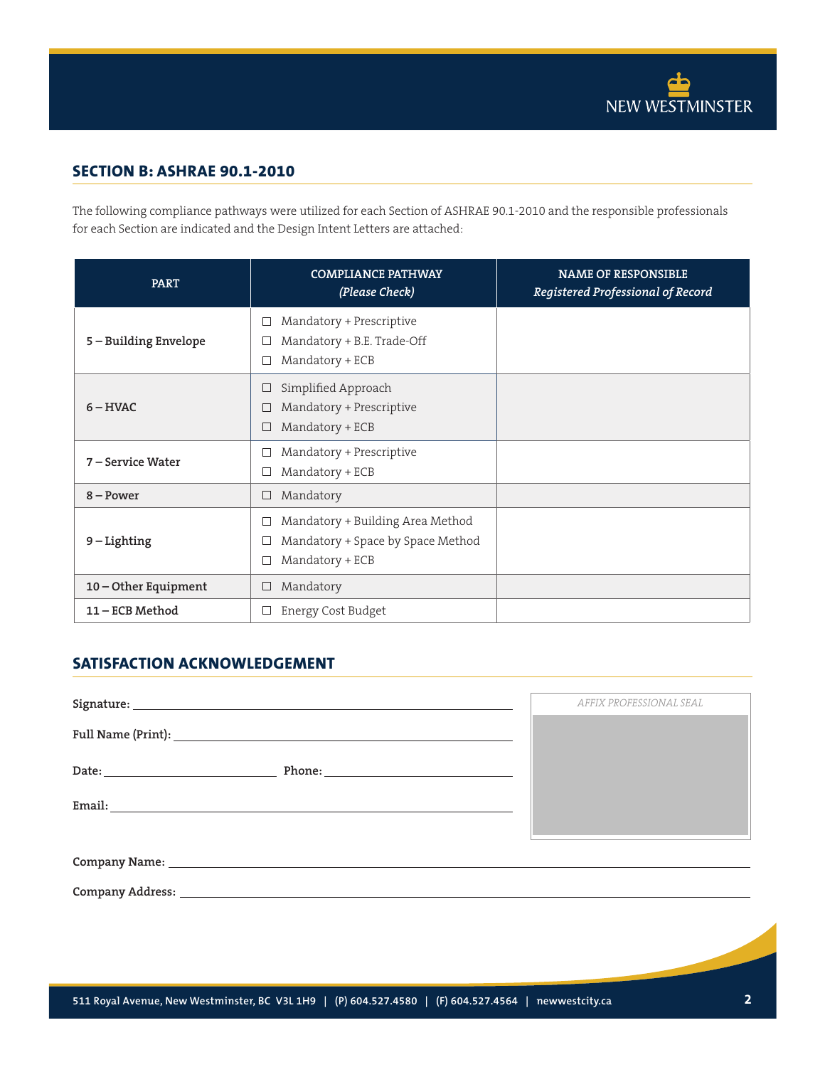## SECTION B: ASHRAE 90.1-2010

The following compliance pathways were utilized for each Section of ASHRAE 90.1-2010 and the responsible professionals for each Section are indicated and the Design Intent Letters are attached:

| PART | COMPLIANCE PATHWAY *(Please Check)* | NAME OF RESPONSIBLE *Registered Professional of Record* |
|---|---|---|
| **5 – Building Envelope** | ☐ Mandatory + Prescriptive<br>☐ Mandatory + B.E. Trade-Off<br>☐ Mandatory + ECB | |
| **6 – HVAC** | ☐ Simplified Approach<br>☐ Mandatory + Prescriptive<br>☐ Mandatory + ECB | |
| **7 – Service Water** | ☐ Mandatory + Prescriptive<br>☐ Mandatory + ECB | |
| **8 – Power** | ☐ Mandatory | |
| **9 – Lighting** | ☐ Mandatory + Building Area Method<br>☐ Mandatory + Space by Space Method<br>☐ Mandatory + ECB | |
| **10 – Other Equipment** | ☐ Mandatory | |
| **11 – ECB Method** | ☐ Energy Cost Budget | |

## SATISFACTION ACKNOWLEDGEMENT

**Signature:** ____________________

**Full Name (Print):** ____________________

**Date:** ____________________ **Phone:** ____________________

**Email:** ____________________

*AFFIX PROFESSIONAL SEAL*

**Company Name:** ____________________

**Company Address:** ____________________